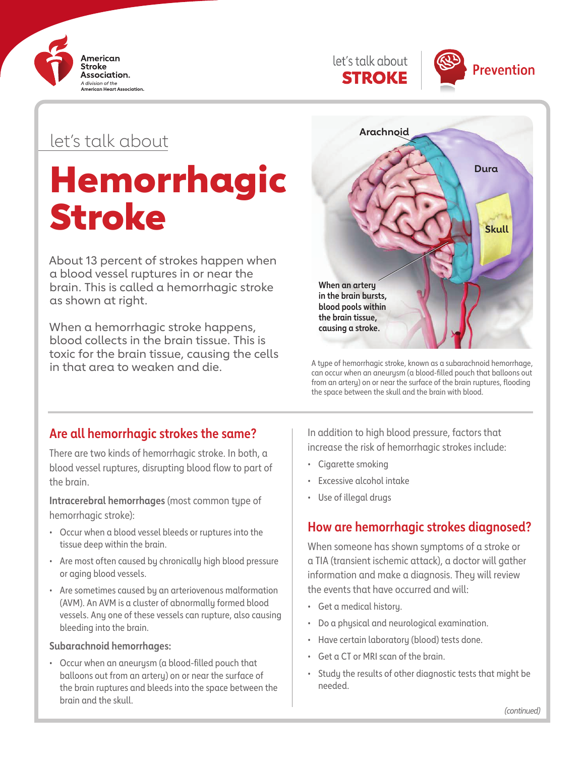# let's talk about Hemorrhagic Stroke

About 13 percent of strokes happen when a blood vessel ruptures in or near the brain. This is called a hemorrhagic stroke as shown at right.

When a hemorrhagic stroke happens, blood collects in the brain tissue. This is toxic for the brain tissue, causing the cells in that area to weaken and die.

Arachnoid

Dura

Skull

When an artery in the brain bursts, blood pools within the brain tissue, causing a stroke.

A type of hemorrhagic stroke, known as a subarachnoid hemorrhage, can occur when an aneurysm (a blood-filled pouch that balloons out from an artery) on or near the surface of the brain ruptures, flooding the space between the skull and the brain with blood.

## Are all hemorrhagic strokes the same?

There are two kinds of hemorrhagic stroke. In both, a blood vessel ruptures, disrupting blood flow to part of the brain.

**Intracerebral hemorrhages** (most common type of hemorrhagic stroke):

- Occur when a blood vessel bleeds or ruptures into the tissue deep within the brain.
- Are most often caused by chronically high blood pressure or aging blood vessels.
- Are sometimes caused by an arteriovenous malformation (AVM). An AVM is a cluster of abnormally formed blood vessels. Any one of these vessels can rupture, also causing bleeding into the brain.

**Subarachnoid hemorrhages:**

- Occur when an aneurysm (a blood-filled pouch that balloons out from an artery) on or near the surface of the brain ruptures and bleeds into the space between the brain and the skull.

In addition to high blood pressure, factors that increase the risk of hemorrhagic strokes include:

- Cigarette smoking
- Excessive alcohol intake
- Use of illegal drugs

## How are hemorrhagic strokes diagnosed?

When someone has shown symptoms of a stroke or a TIA (transient ischemic attack), a doctor will gather information and make a diagnosis. They will review the events that have occurred and will:

- Get a medical history.
- Do a physical and neurological examination.
- Have certain laboratory (blood) tests done.
- Get a CT or MRI scan of the brain.
- Study the results of other diagnostic tests that might be needed.

*(continued)*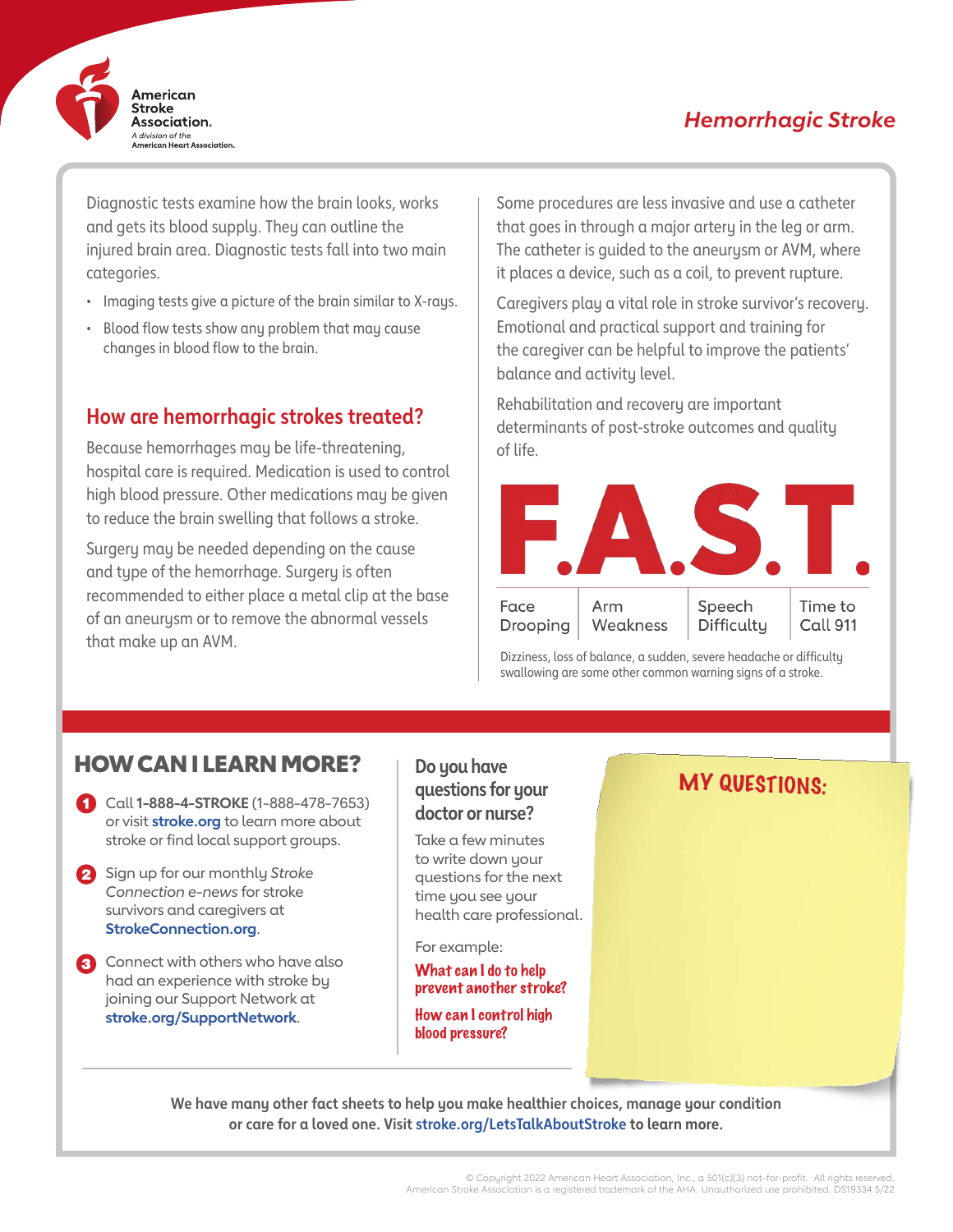Diagnostic tests examine how the brain looks, works and gets its blood supply. They can outline the injured brain area. Diagnostic tests fall into two main categories.

- Imaging tests give a picture of the brain similar to X-rays.
- Blood flow tests show any problem that may cause changes in blood flow to the brain.

## How are hemorrhagic strokes treated?

Because hemorrhages may be life-threatening, hospital care is required. Medication is used to control high blood pressure. Other medications may be given to reduce the brain swelling that follows a stroke.

Surgery may be needed depending on the cause and type of the hemorrhage. Surgery is often recommended to either place a metal clip at the base of an aneurysm or to remove the abnormal vessels that make up an AVM.

Some procedures are less invasive and use a catheter that goes in through a major artery in the leg or arm. The catheter is guided to the aneurysm or AVM, where it places a device, such as a coil, to prevent rupture.

Caregivers play a vital role in stroke survivor's recovery. Emotional and practical support and training for the caregiver can be helpful to improve the patients' balance and activity level.

Rehabilitation and recovery are important determinants of post-stroke outcomes and quality of life.

**F.A.S.T.**

| F. | A. | S. | T. |
|---|---|---|---|
| Face Drooping | Arm Weakness | Speech Difficulty | Time to Call 911 |

Dizziness, loss of balance, a sudden, severe headache or difficulty swallowing are some other common warning signs of a stroke.

## HOW CAN I LEARN MORE?

1. Call **1-888-4-STROKE** (1-888-478-7653) or visit **stroke.org** to learn more about stroke or find local support groups.
2. Sign up for our monthly *Stroke Connection e-news* for stroke survivors and caregivers at **StrokeConnection.org**.
3. Connect with others who have also had an experience with stroke by joining our Support Network at **stroke.org/SupportNetwork**.

### Do you have questions for your doctor or nurse?

Take a few minutes to write down your questions for the next time you see your health care professional.

For example:

**What can I do to help prevent another stroke?**

**How can I control high blood pressure?**

**MY QUESTIONS:**

**We have many other fact sheets to help you make healthier choices, manage your condition or care for a loved one. Visit stroke.org/LetsTalkAboutStroke to learn more.**

© Copyright 2022 American Heart Association, Inc., a 501(c)(3) not-for-profit. All rights reserved. American Stroke Association is a registered trademark of the AHA. Unauthorized use prohibited. DS19334 5/22